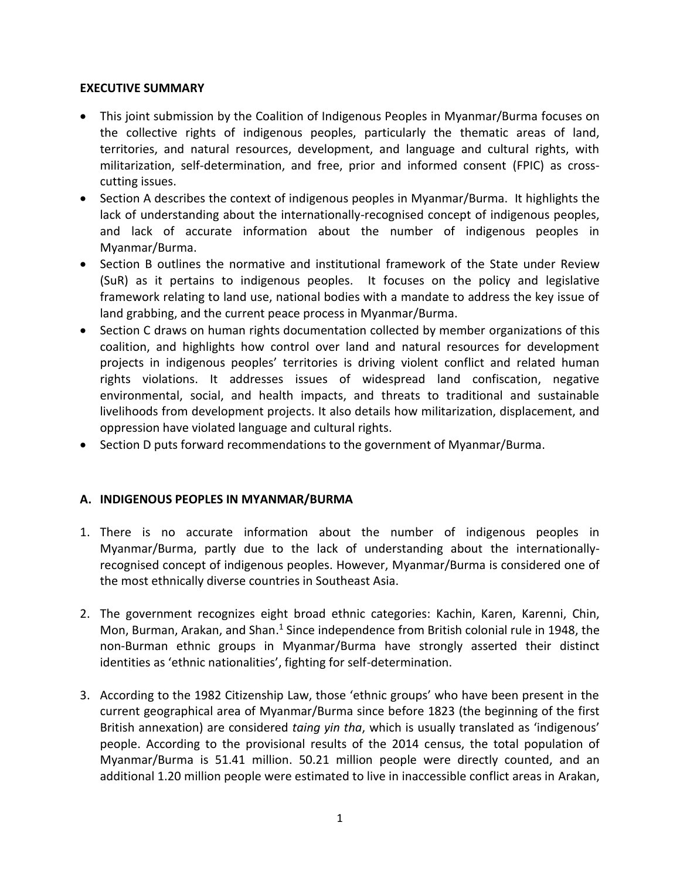## EXECUTIVE SUMMARY

- This joint submission by the Coalition of Indigenous Peoples in Myanmar/Burma focuses on the collective rights of indigenous peoples, particularly the thematic areas of land, territories, and natural resources, development, and language and cultural rights, with militarization, self-determination, and free, prior and informed consent (FPIC) as cross-cutting issues.
- Section A describes the context of indigenous peoples in Myanmar/Burma. It highlights the lack of understanding about the internationally-recognised concept of indigenous peoples, and lack of accurate information about the number of indigenous peoples in Myanmar/Burma.
- Section B outlines the normative and institutional framework of the State under Review (SuR) as it pertains to indigenous peoples. It focuses on the policy and legislative framework relating to land use, national bodies with a mandate to address the key issue of land grabbing, and the current peace process in Myanmar/Burma.
- Section C draws on human rights documentation collected by member organizations of this coalition, and highlights how control over land and natural resources for development projects in indigenous peoples' territories is driving violent conflict and related human rights violations. It addresses issues of widespread land confiscation, negative environmental, social, and health impacts, and threats to traditional and sustainable livelihoods from development projects. It also details how militarization, displacement, and oppression have violated language and cultural rights.
- Section D puts forward recommendations to the government of Myanmar/Burma.

## A. INDIGENOUS PEOPLES IN MYANMAR/BURMA

1. There is no accurate information about the number of indigenous peoples in Myanmar/Burma, partly due to the lack of understanding about the internationally-recognised concept of indigenous peoples. However, Myanmar/Burma is considered one of the most ethnically diverse countries in Southeast Asia.

2. The government recognizes eight broad ethnic categories: Kachin, Karen, Karenni, Chin, Mon, Burman, Arakan, and Shan.[1] Since independence from British colonial rule in 1948, the non-Burman ethnic groups in Myanmar/Burma have strongly asserted their distinct identities as 'ethnic nationalities', fighting for self-determination.

3. According to the 1982 Citizenship Law, those 'ethnic groups' who have been present in the current geographical area of Myanmar/Burma since before 1823 (the beginning of the first British annexation) are considered *taing yin tha*, which is usually translated as 'indigenous' people. According to the provisional results of the 2014 census, the total population of Myanmar/Burma is 51.41 million. 50.21 million people were directly counted, and an additional 1.20 million people were estimated to live in inaccessible conflict areas in Arakan,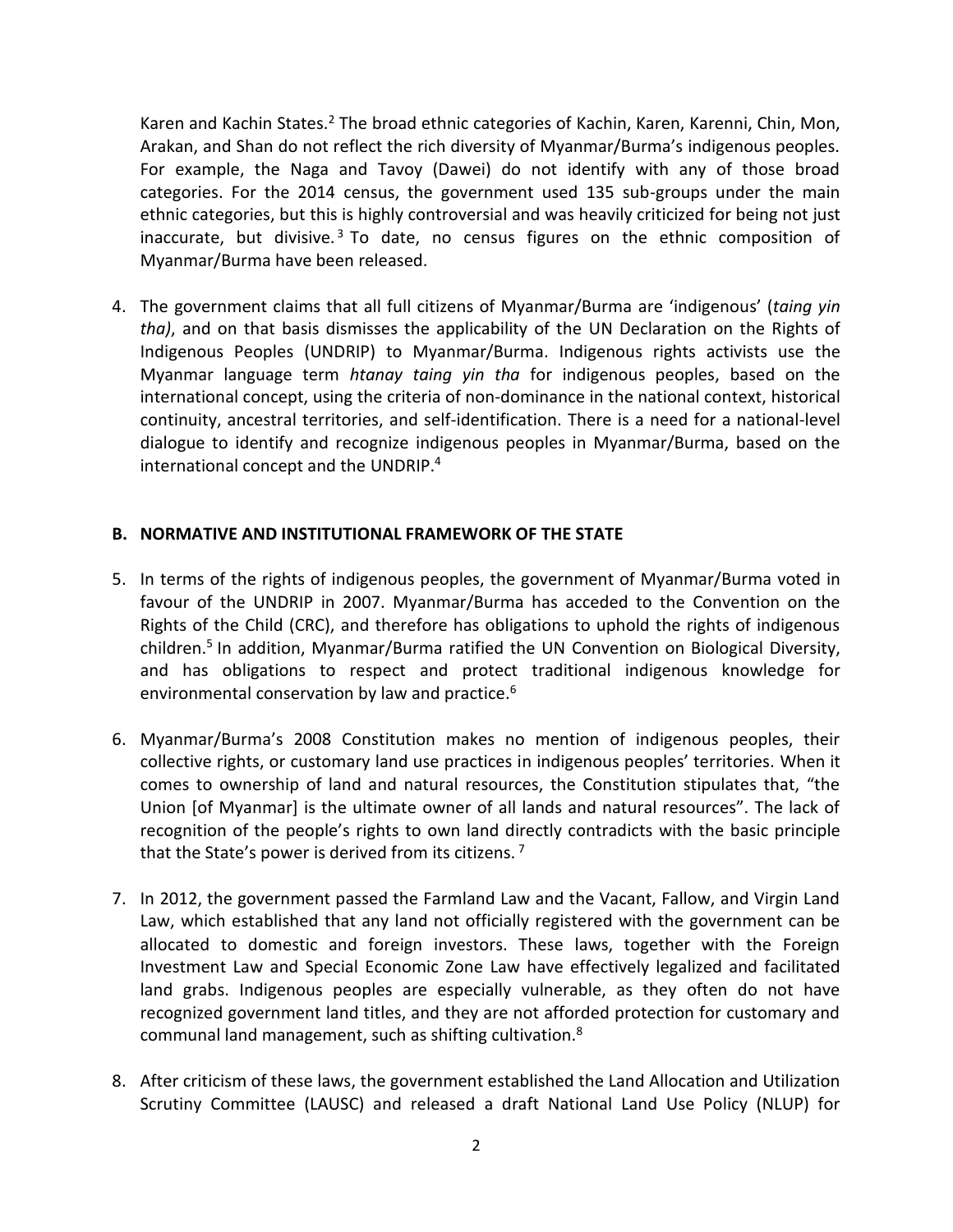Karen and Kachin States.[2] The broad ethnic categories of Kachin, Karen, Karenni, Chin, Mon, Arakan, and Shan do not reflect the rich diversity of Myanmar/Burma's indigenous peoples. For example, the Naga and Tavoy (Dawei) do not identify with any of those broad categories. For the 2014 census, the government used 135 sub-groups under the main ethnic categories, but this is highly controversial and was heavily criticized for being not just inaccurate, but divisive.[3] To date, no census figures on the ethnic composition of Myanmar/Burma have been released.

4. The government claims that all full citizens of Myanmar/Burma are 'indigenous' (*taing yin tha)*, and on that basis dismisses the applicability of the UN Declaration on the Rights of Indigenous Peoples (UNDRIP) to Myanmar/Burma. Indigenous rights activists use the Myanmar language term *htanay taing yin tha* for indigenous peoples, based on the international concept, using the criteria of non-dominance in the national context, historical continuity, ancestral territories, and self-identification. There is a need for a national-level dialogue to identify and recognize indigenous peoples in Myanmar/Burma, based on the international concept and the UNDRIP.[4]

## B. NORMATIVE AND INSTITUTIONAL FRAMEWORK OF THE STATE

5. In terms of the rights of indigenous peoples, the government of Myanmar/Burma voted in favour of the UNDRIP in 2007. Myanmar/Burma has acceded to the Convention on the Rights of the Child (CRC), and therefore has obligations to uphold the rights of indigenous children.[5] In addition, Myanmar/Burma ratified the UN Convention on Biological Diversity, and has obligations to respect and protect traditional indigenous knowledge for environmental conservation by law and practice.[6]

6. Myanmar/Burma's 2008 Constitution makes no mention of indigenous peoples, their collective rights, or customary land use practices in indigenous peoples' territories. When it comes to ownership of land and natural resources, the Constitution stipulates that, "the Union [of Myanmar] is the ultimate owner of all lands and natural resources". The lack of recognition of the people's rights to own land directly contradicts with the basic principle that the State's power is derived from its citizens.[7]

7. In 2012, the government passed the Farmland Law and the Vacant, Fallow, and Virgin Land Law, which established that any land not officially registered with the government can be allocated to domestic and foreign investors. These laws, together with the Foreign Investment Law and Special Economic Zone Law have effectively legalized and facilitated land grabs. Indigenous peoples are especially vulnerable, as they often do not have recognized government land titles, and they are not afforded protection for customary and communal land management, such as shifting cultivation.[8]

8. After criticism of these laws, the government established the Land Allocation and Utilization Scrutiny Committee (LAUSC) and released a draft National Land Use Policy (NLUP) for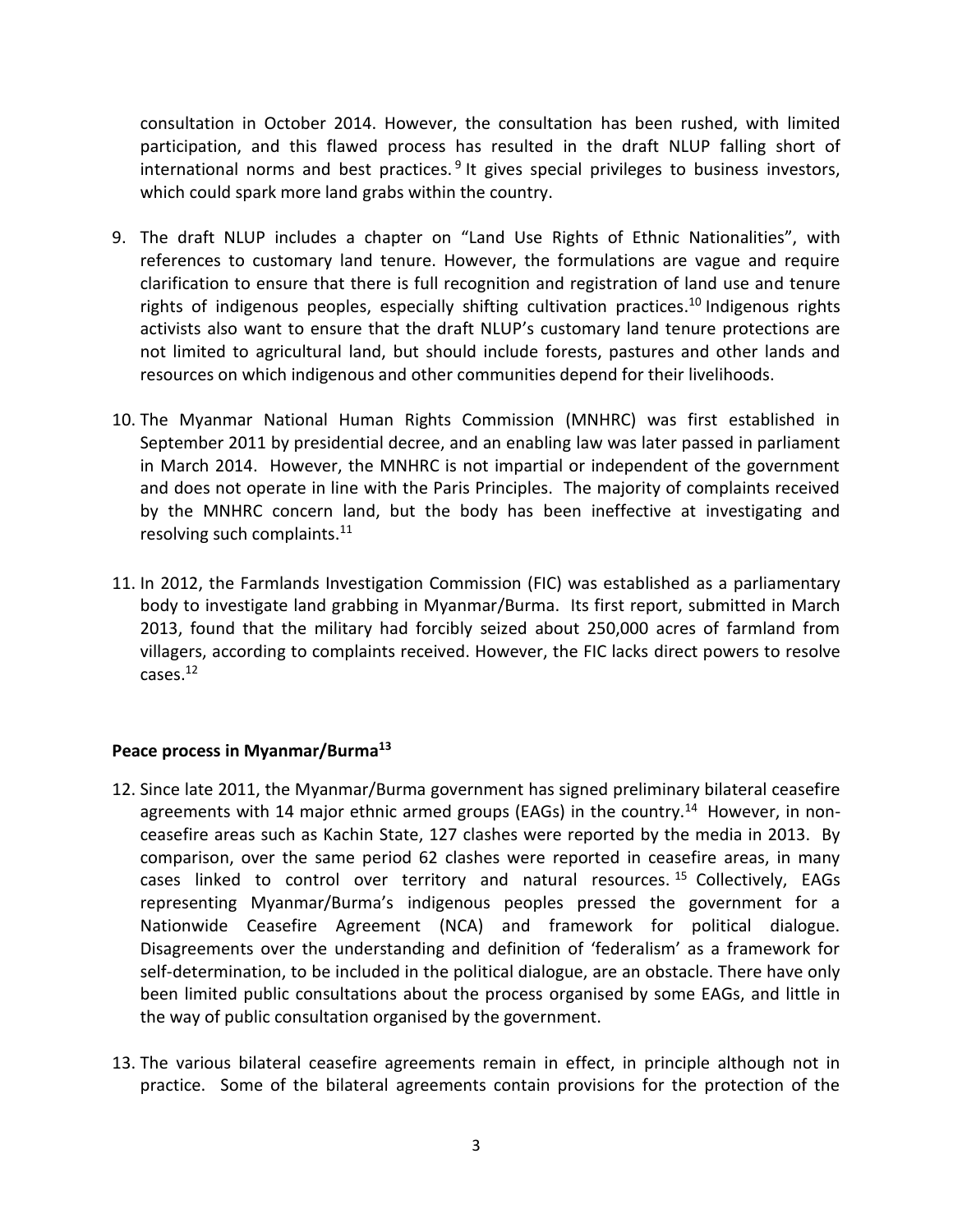consultation in October 2014. However, the consultation has been rushed, with limited participation, and this flawed process has resulted in the draft NLUP falling short of international norms and best practices.[9] It gives special privileges to business investors, which could spark more land grabs within the country.

9. The draft NLUP includes a chapter on "Land Use Rights of Ethnic Nationalities", with references to customary land tenure. However, the formulations are vague and require clarification to ensure that there is full recognition and registration of land use and tenure rights of indigenous peoples, especially shifting cultivation practices.[10] Indigenous rights activists also want to ensure that the draft NLUP's customary land tenure protections are not limited to agricultural land, but should include forests, pastures and other lands and resources on which indigenous and other communities depend for their livelihoods.

10. The Myanmar National Human Rights Commission (MNHRC) was first established in September 2011 by presidential decree, and an enabling law was later passed in parliament in March 2014. However, the MNHRC is not impartial or independent of the government and does not operate in line with the Paris Principles. The majority of complaints received by the MNHRC concern land, but the body has been ineffective at investigating and resolving such complaints.[11]

11. In 2012, the Farmlands Investigation Commission (FIC) was established as a parliamentary body to investigate land grabbing in Myanmar/Burma. Its first report, submitted in March 2013, found that the military had forcibly seized about 250,000 acres of farmland from villagers, according to complaints received. However, the FIC lacks direct powers to resolve cases.[12]

**Peace process in Myanmar/Burma[13]**

12. Since late 2011, the Myanmar/Burma government has signed preliminary bilateral ceasefire agreements with 14 major ethnic armed groups (EAGs) in the country.[14] However, in non-ceasefire areas such as Kachin State, 127 clashes were reported by the media in 2013. By comparison, over the same period 62 clashes were reported in ceasefire areas, in many cases linked to control over territory and natural resources.[15] Collectively, EAGs representing Myanmar/Burma's indigenous peoples pressed the government for a Nationwide Ceasefire Agreement (NCA) and framework for political dialogue. Disagreements over the understanding and definition of 'federalism' as a framework for self-determination, to be included in the political dialogue, are an obstacle. There have only been limited public consultations about the process organised by some EAGs, and little in the way of public consultation organised by the government.

13. The various bilateral ceasefire agreements remain in effect, in principle although not in practice. Some of the bilateral agreements contain provisions for the protection of the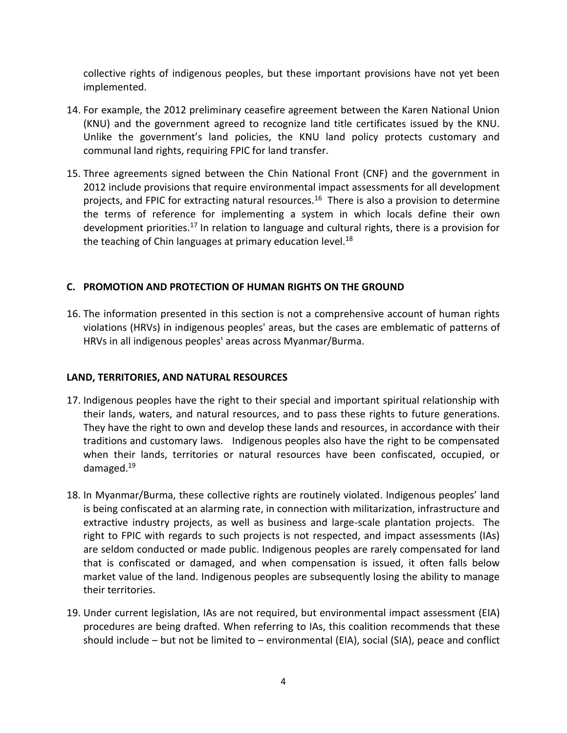collective rights of indigenous peoples, but these important provisions have not yet been implemented.

14. For example, the 2012 preliminary ceasefire agreement between the Karen National Union (KNU) and the government agreed to recognize land title certificates issued by the KNU. Unlike the government's land policies, the KNU land policy protects customary and communal land rights, requiring FPIC for land transfer.

15. Three agreements signed between the Chin National Front (CNF) and the government in 2012 include provisions that require environmental impact assessments for all development projects, and FPIC for extracting natural resources.[16] There is also a provision to determine the terms of reference for implementing a system in which locals define their own development priorities.[17] In relation to language and cultural rights, there is a provision for the teaching of Chin languages at primary education level.[18]

## C. PROMOTION AND PROTECTION OF HUMAN RIGHTS ON THE GROUND

16. The information presented in this section is not a comprehensive account of human rights violations (HRVs) in indigenous peoples' areas, but the cases are emblematic of patterns of HRVs in all indigenous peoples' areas across Myanmar/Burma.

### LAND, TERRITORIES, AND NATURAL RESOURCES

17. Indigenous peoples have the right to their special and important spiritual relationship with their lands, waters, and natural resources, and to pass these rights to future generations. They have the right to own and develop these lands and resources, in accordance with their traditions and customary laws. Indigenous peoples also have the right to be compensated when their lands, territories or natural resources have been confiscated, occupied, or damaged.[19]

18. In Myanmar/Burma, these collective rights are routinely violated. Indigenous peoples' land is being confiscated at an alarming rate, in connection with militarization, infrastructure and extractive industry projects, as well as business and large-scale plantation projects. The right to FPIC with regards to such projects is not respected, and impact assessments (IAs) are seldom conducted or made public. Indigenous peoples are rarely compensated for land that is confiscated or damaged, and when compensation is issued, it often falls below market value of the land. Indigenous peoples are subsequently losing the ability to manage their territories.

19. Under current legislation, IAs are not required, but environmental impact assessment (EIA) procedures are being drafted. When referring to IAs, this coalition recommends that these should include – but not be limited to – environmental (EIA), social (SIA), peace and conflict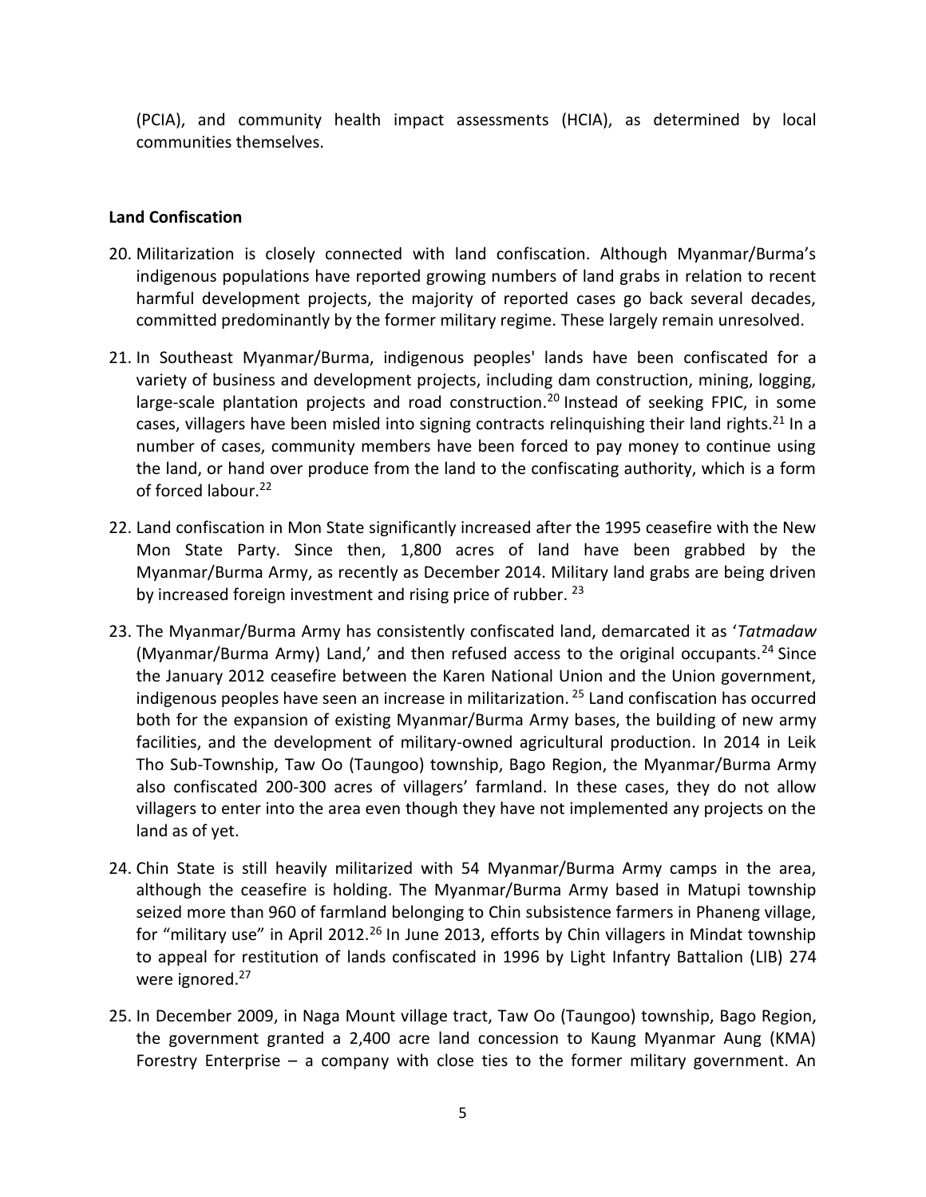(PCIA), and community health impact assessments (HCIA), as determined by local communities themselves.

**Land Confiscation**

20. Militarization is closely connected with land confiscation. Although Myanmar/Burma's indigenous populations have reported growing numbers of land grabs in relation to recent harmful development projects, the majority of reported cases go back several decades, committed predominantly by the former military regime. These largely remain unresolved.

21. In Southeast Myanmar/Burma, indigenous peoples' lands have been confiscated for a variety of business and development projects, including dam construction, mining, logging, large-scale plantation projects and road construction.[20] Instead of seeking FPIC, in some cases, villagers have been misled into signing contracts relinquishing their land rights.[21] In a number of cases, community members have been forced to pay money to continue using the land, or hand over produce from the land to the confiscating authority, which is a form of forced labour.[22]

22. Land confiscation in Mon State significantly increased after the 1995 ceasefire with the New Mon State Party. Since then, 1,800 acres of land have been grabbed by the Myanmar/Burma Army, as recently as December 2014. Military land grabs are being driven by increased foreign investment and rising price of rubber. [23]

23. The Myanmar/Burma Army has consistently confiscated land, demarcated it as '*Tatmadaw* (Myanmar/Burma Army) Land,' and then refused access to the original occupants.[24] Since the January 2012 ceasefire between the Karen National Union and the Union government, indigenous peoples have seen an increase in militarization. [25] Land confiscation has occurred both for the expansion of existing Myanmar/Burma Army bases, the building of new army facilities, and the development of military-owned agricultural production. In 2014 in Leik Tho Sub-Township, Taw Oo (Taungoo) township, Bago Region, the Myanmar/Burma Army also confiscated 200-300 acres of villagers' farmland. In these cases, they do not allow villagers to enter into the area even though they have not implemented any projects on the land as of yet.

24. Chin State is still heavily militarized with 54 Myanmar/Burma Army camps in the area, although the ceasefire is holding. The Myanmar/Burma Army based in Matupi township seized more than 960 of farmland belonging to Chin subsistence farmers in Phaneng village, for "military use" in April 2012.[26] In June 2013, efforts by Chin villagers in Mindat township to appeal for restitution of lands confiscated in 1996 by Light Infantry Battalion (LIB) 274 were ignored.[27]

25. In December 2009, in Naga Mount village tract, Taw Oo (Taungoo) township, Bago Region, the government granted a 2,400 acre land concession to Kaung Myanmar Aung (KMA) Forestry Enterprise – a company with close ties to the former military government. An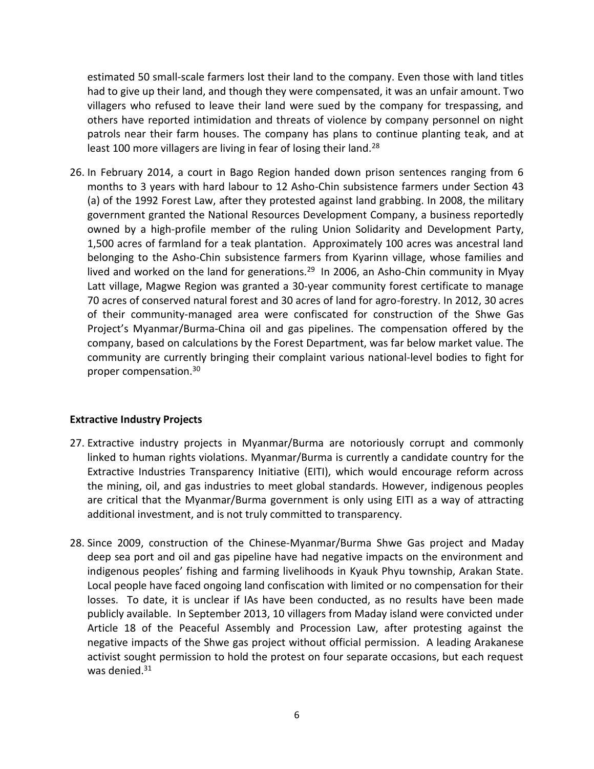estimated 50 small-scale farmers lost their land to the company. Even those with land titles had to give up their land, and though they were compensated, it was an unfair amount. Two villagers who refused to leave their land were sued by the company for trespassing, and others have reported intimidation and threats of violence by company personnel on night patrols near their farm houses. The company has plans to continue planting teak, and at least 100 more villagers are living in fear of losing their land.[28]

26. In February 2014, a court in Bago Region handed down prison sentences ranging from 6 months to 3 years with hard labour to 12 Asho-Chin subsistence farmers under Section 43 (a) of the 1992 Forest Law, after they protested against land grabbing. In 2008, the military government granted the National Resources Development Company, a business reportedly owned by a high-profile member of the ruling Union Solidarity and Development Party, 1,500 acres of farmland for a teak plantation. Approximately 100 acres was ancestral land belonging to the Asho-Chin subsistence farmers from Kyarinn village, whose families and lived and worked on the land for generations.[29] In 2006, an Asho-Chin community in Myay Latt village, Magwe Region was granted a 30-year community forest certificate to manage 70 acres of conserved natural forest and 30 acres of land for agro-forestry. In 2012, 30 acres of their community-managed area were confiscated for construction of the Shwe Gas Project's Myanmar/Burma-China oil and gas pipelines. The compensation offered by the company, based on calculations by the Forest Department, was far below market value. The community are currently bringing their complaint various national-level bodies to fight for proper compensation.[30]

**Extractive Industry Projects**

27. Extractive industry projects in Myanmar/Burma are notoriously corrupt and commonly linked to human rights violations. Myanmar/Burma is currently a candidate country for the Extractive Industries Transparency Initiative (EITI), which would encourage reform across the mining, oil, and gas industries to meet global standards. However, indigenous peoples are critical that the Myanmar/Burma government is only using EITI as a way of attracting additional investment, and is not truly committed to transparency.

28. Since 2009, construction of the Chinese-Myanmar/Burma Shwe Gas project and Maday deep sea port and oil and gas pipeline have had negative impacts on the environment and indigenous peoples' fishing and farming livelihoods in Kyauk Phyu township, Arakan State. Local people have faced ongoing land confiscation with limited or no compensation for their losses. To date, it is unclear if IAs have been conducted, as no results have been made publicly available. In September 2013, 10 villagers from Maday island were convicted under Article 18 of the Peaceful Assembly and Procession Law, after protesting against the negative impacts of the Shwe gas project without official permission. A leading Arakanese activist sought permission to hold the protest on four separate occasions, but each request was denied.[31]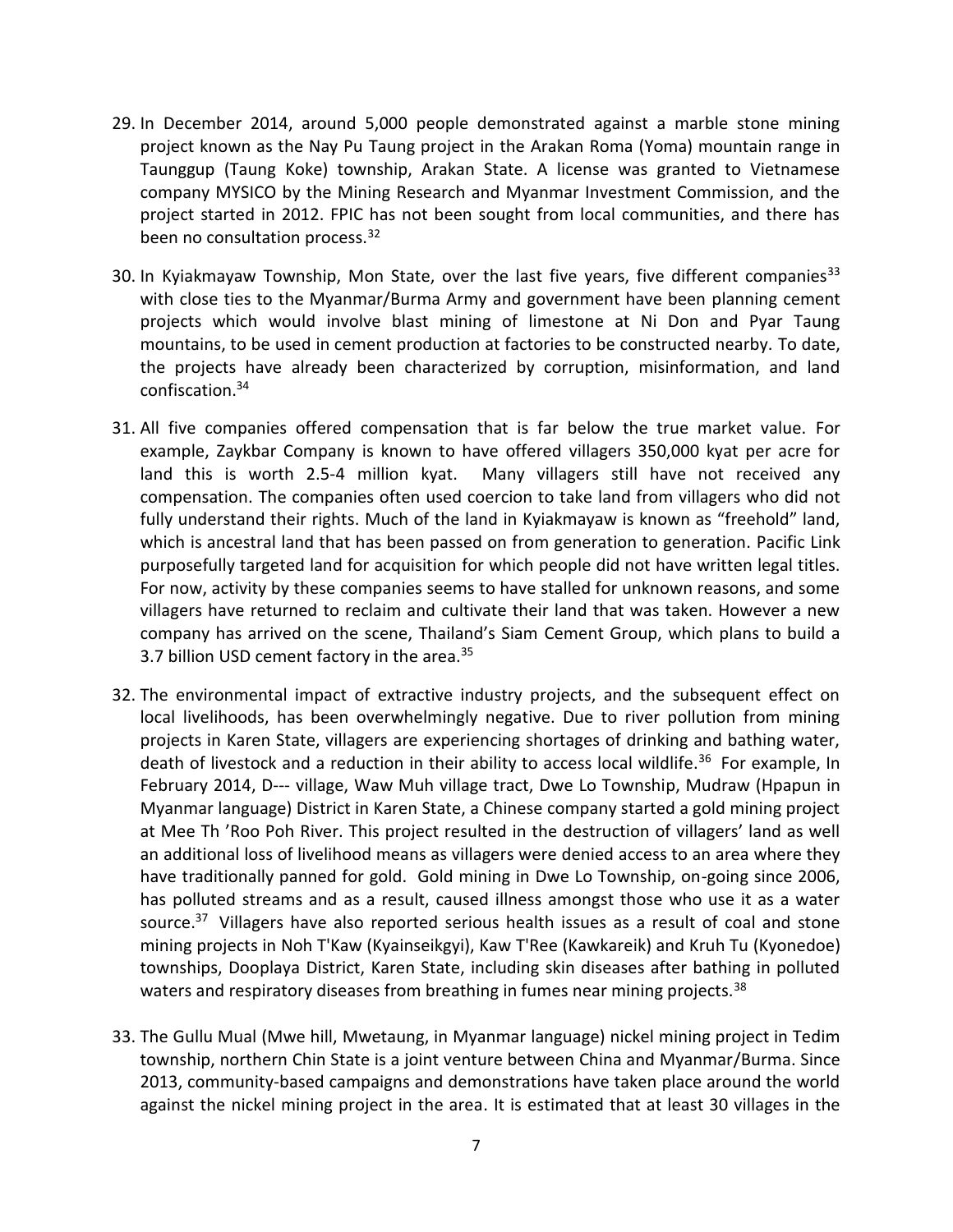29. In December 2014, around 5,000 people demonstrated against a marble stone mining project known as the Nay Pu Taung project in the Arakan Roma (Yoma) mountain range in Taunggup (Taung Koke) township, Arakan State. A license was granted to Vietnamese company MYSICO by the Mining Research and Myanmar Investment Commission, and the project started in 2012. FPIC has not been sought from local communities, and there has been no consultation process.[32]

30. In Kyiakmayaw Township, Mon State, over the last five years, five different companies[33] with close ties to the Myanmar/Burma Army and government have been planning cement projects which would involve blast mining of limestone at Ni Don and Pyar Taung mountains, to be used in cement production at factories to be constructed nearby. To date, the projects have already been characterized by corruption, misinformation, and land confiscation.[34]

31. All five companies offered compensation that is far below the true market value. For example, Zaykbar Company is known to have offered villagers 350,000 kyat per acre for land this is worth 2.5-4 million kyat. Many villagers still have not received any compensation. The companies often used coercion to take land from villagers who did not fully understand their rights. Much of the land in Kyiakmayaw is known as "freehold" land, which is ancestral land that has been passed on from generation to generation. Pacific Link purposefully targeted land for acquisition for which people did not have written legal titles. For now, activity by these companies seems to have stalled for unknown reasons, and some villagers have returned to reclaim and cultivate their land that was taken. However a new company has arrived on the scene, Thailand's Siam Cement Group, which plans to build a 3.7 billion USD cement factory in the area.[35]

32. The environmental impact of extractive industry projects, and the subsequent effect on local livelihoods, has been overwhelmingly negative. Due to river pollution from mining projects in Karen State, villagers are experiencing shortages of drinking and bathing water, death of livestock and a reduction in their ability to access local wildlife.[36] For example, In February 2014, D--- village, Waw Muh village tract, Dwe Lo Township, Mudraw (Hpapun in Myanmar language) District in Karen State, a Chinese company started a gold mining project at Mee Th 'Roo Poh River. This project resulted in the destruction of villagers' land as well an additional loss of livelihood means as villagers were denied access to an area where they have traditionally panned for gold. Gold mining in Dwe Lo Township, on-going since 2006, has polluted streams and as a result, caused illness amongst those who use it as a water source.[37] Villagers have also reported serious health issues as a result of coal and stone mining projects in Noh T'Kaw (Kyainseikgyi), Kaw T'Ree (Kawkareik) and Kruh Tu (Kyonedoe) townships, Dooplaya District, Karen State, including skin diseases after bathing in polluted waters and respiratory diseases from breathing in fumes near mining projects.[38]

33. The Gullu Mual (Mwe hill, Mwetaung, in Myanmar language) nickel mining project in Tedim township, northern Chin State is a joint venture between China and Myanmar/Burma. Since 2013, community-based campaigns and demonstrations have taken place around the world against the nickel mining project in the area. It is estimated that at least 30 villages in the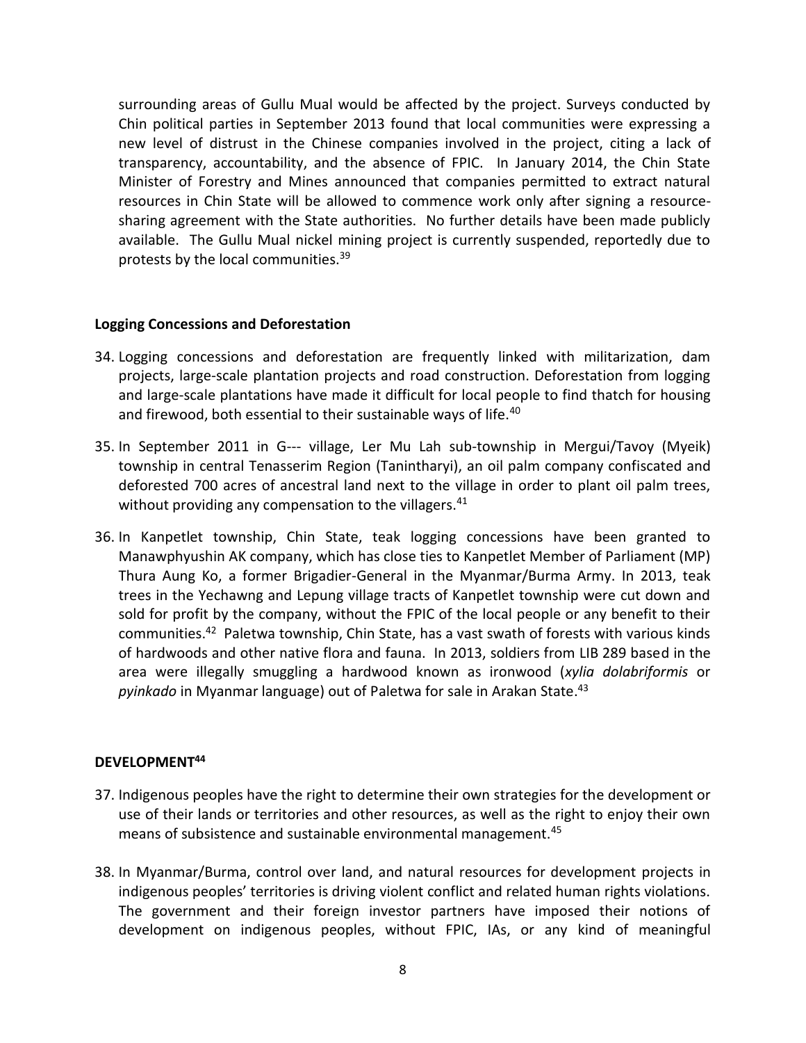surrounding areas of Gullu Mual would be affected by the project. Surveys conducted by Chin political parties in September 2013 found that local communities were expressing a new level of distrust in the Chinese companies involved in the project, citing a lack of transparency, accountability, and the absence of FPIC. In January 2014, the Chin State Minister of Forestry and Mines announced that companies permitted to extract natural resources in Chin State will be allowed to commence work only after signing a resource-sharing agreement with the State authorities. No further details have been made publicly available. The Gullu Mual nickel mining project is currently suspended, reportedly due to protests by the local communities.[39]

**Logging Concessions and Deforestation**

34. Logging concessions and deforestation are frequently linked with militarization, dam projects, large-scale plantation projects and road construction. Deforestation from logging and large-scale plantations have made it difficult for local people to find thatch for housing and firewood, both essential to their sustainable ways of life.[40]

35. In September 2011 in G--- village, Ler Mu Lah sub-township in Mergui/Tavoy (Myeik) township in central Tenasserim Region (Tanintharyi), an oil palm company confiscated and deforested 700 acres of ancestral land next to the village in order to plant oil palm trees, without providing any compensation to the villagers.[41]

36. In Kanpetlet township, Chin State, teak logging concessions have been granted to Manawphyushin AK company, which has close ties to Kanpetlet Member of Parliament (MP) Thura Aung Ko, a former Brigadier-General in the Myanmar/Burma Army. In 2013, teak trees in the Yechawng and Lepung village tracts of Kanpetlet township were cut down and sold for profit by the company, without the FPIC of the local people or any benefit to their communities.[42] Paletwa township, Chin State, has a vast swath of forests with various kinds of hardwoods and other native flora and fauna. In 2013, soldiers from LIB 289 based in the area were illegally smuggling a hardwood known as ironwood (*xylia dolabriformis* or *pyinkado* in Myanmar language) out of Paletwa for sale in Arakan State.[43]

**DEVELOPMENT[44]**

37. Indigenous peoples have the right to determine their own strategies for the development or use of their lands or territories and other resources, as well as the right to enjoy their own means of subsistence and sustainable environmental management.[45]

38. In Myanmar/Burma, control over land, and natural resources for development projects in indigenous peoples' territories is driving violent conflict and related human rights violations. The government and their foreign investor partners have imposed their notions of development on indigenous peoples, without FPIC, IAs, or any kind of meaningful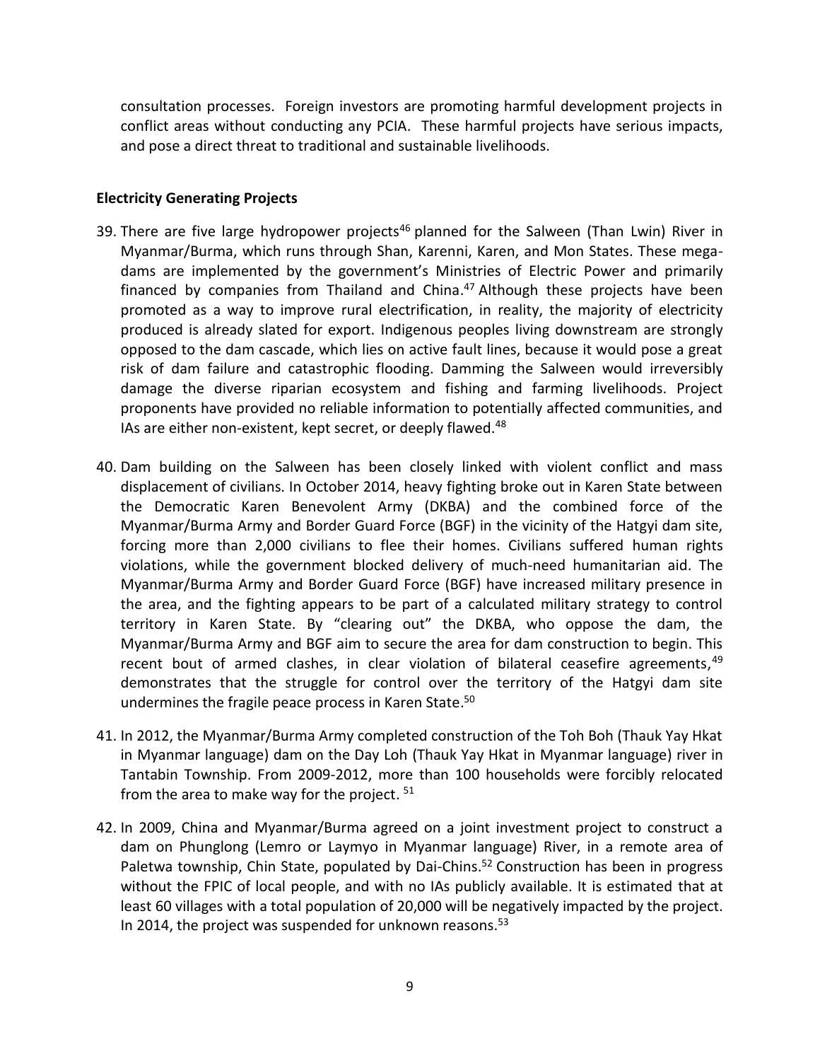consultation processes. Foreign investors are promoting harmful development projects in conflict areas without conducting any PCIA. These harmful projects have serious impacts, and pose a direct threat to traditional and sustainable livelihoods.

**Electricity Generating Projects**

39. There are five large hydropower projects[46] planned for the Salween (Than Lwin) River in Myanmar/Burma, which runs through Shan, Karenni, Karen, and Mon States. These mega-dams are implemented by the government's Ministries of Electric Power and primarily financed by companies from Thailand and China.[47] Although these projects have been promoted as a way to improve rural electrification, in reality, the majority of electricity produced is already slated for export. Indigenous peoples living downstream are strongly opposed to the dam cascade, which lies on active fault lines, because it would pose a great risk of dam failure and catastrophic flooding. Damming the Salween would irreversibly damage the diverse riparian ecosystem and fishing and farming livelihoods. Project proponents have provided no reliable information to potentially affected communities, and IAs are either non-existent, kept secret, or deeply flawed.[48]

40. Dam building on the Salween has been closely linked with violent conflict and mass displacement of civilians. In October 2014, heavy fighting broke out in Karen State between the Democratic Karen Benevolent Army (DKBA) and the combined force of the Myanmar/Burma Army and Border Guard Force (BGF) in the vicinity of the Hatgyi dam site, forcing more than 2,000 civilians to flee their homes. Civilians suffered human rights violations, while the government blocked delivery of much-need humanitarian aid. The Myanmar/Burma Army and Border Guard Force (BGF) have increased military presence in the area, and the fighting appears to be part of a calculated military strategy to control territory in Karen State. By "clearing out" the DKBA, who oppose the dam, the Myanmar/Burma Army and BGF aim to secure the area for dam construction to begin. This recent bout of armed clashes, in clear violation of bilateral ceasefire agreements,[49] demonstrates that the struggle for control over the territory of the Hatgyi dam site undermines the fragile peace process in Karen State.[50]

41. In 2012, the Myanmar/Burma Army completed construction of the Toh Boh (Thauk Yay Hkat in Myanmar language) dam on the Day Loh (Thauk Yay Hkat in Myanmar language) river in Tantabin Township. From 2009-2012, more than 100 households were forcibly relocated from the area to make way for the project. [51]

42. In 2009, China and Myanmar/Burma agreed on a joint investment project to construct a dam on Phunglong (Lemro or Laymyo in Myanmar language) River, in a remote area of Paletwa township, Chin State, populated by Dai-Chins.[52] Construction has been in progress without the FPIC of local people, and with no IAs publicly available. It is estimated that at least 60 villages with a total population of 20,000 will be negatively impacted by the project. In 2014, the project was suspended for unknown reasons.[53]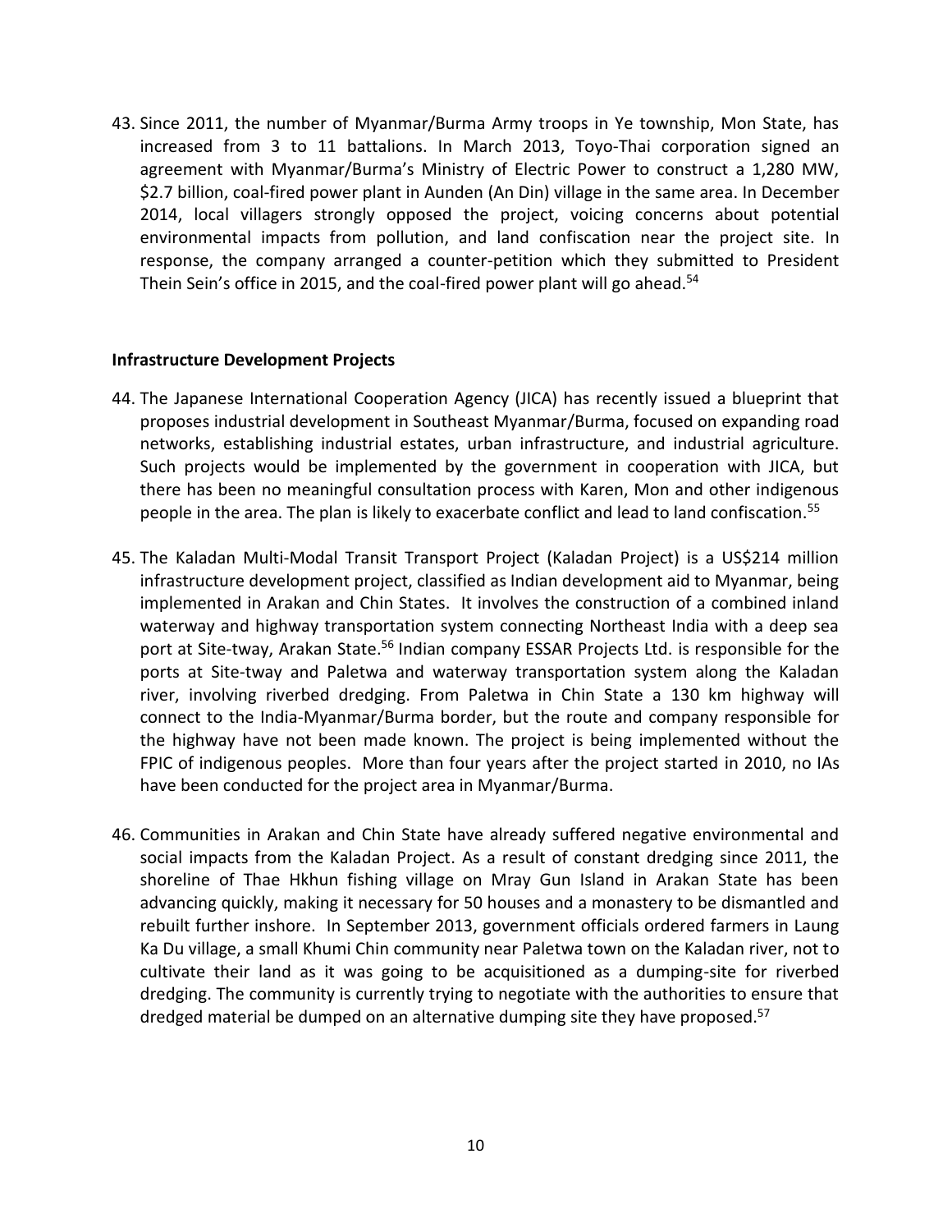43. Since 2011, the number of Myanmar/Burma Army troops in Ye township, Mon State, has increased from 3 to 11 battalions. In March 2013, Toyo-Thai corporation signed an agreement with Myanmar/Burma's Ministry of Electric Power to construct a 1,280 MW, $2.7 billion, coal-fired power plant in Aunden (An Din) village in the same area. In December 2014, local villagers strongly opposed the project, voicing concerns about potential environmental impacts from pollution, and land confiscation near the project site. In response, the company arranged a counter-petition which they submitted to President Thein Sein's office in 2015, and the coal-fired power plant will go ahead.[54]

**Infrastructure Development Projects**

44. The Japanese International Cooperation Agency (JICA) has recently issued a blueprint that proposes industrial development in Southeast Myanmar/Burma, focused on expanding road networks, establishing industrial estates, urban infrastructure, and industrial agriculture. Such projects would be implemented by the government in cooperation with JICA, but there has been no meaningful consultation process with Karen, Mon and other indigenous people in the area. The plan is likely to exacerbate conflict and lead to land confiscation.[55]

45. The Kaladan Multi-Modal Transit Transport Project (Kaladan Project) is a US$214 million infrastructure development project, classified as Indian development aid to Myanmar, being implemented in Arakan and Chin States. It involves the construction of a combined inland waterway and highway transportation system connecting Northeast India with a deep sea port at Site-tway, Arakan State.[56] Indian company ESSAR Projects Ltd. is responsible for the ports at Site-tway and Paletwa and waterway transportation system along the Kaladan river, involving riverbed dredging. From Paletwa in Chin State a 130 km highway will connect to the India-Myanmar/Burma border, but the route and company responsible for the highway have not been made known. The project is being implemented without the FPIC of indigenous peoples. More than four years after the project started in 2010, no IAs have been conducted for the project area in Myanmar/Burma.

46. Communities in Arakan and Chin State have already suffered negative environmental and social impacts from the Kaladan Project. As a result of constant dredging since 2011, the shoreline of Thae Hkhun fishing village on Mray Gun Island in Arakan State has been advancing quickly, making it necessary for 50 houses and a monastery to be dismantled and rebuilt further inshore. In September 2013, government officials ordered farmers in Laung Ka Du village, a small Khumi Chin community near Paletwa town on the Kaladan river, not to cultivate their land as it was going to be acquisitioned as a dumping-site for riverbed dredging. The community is currently trying to negotiate with the authorities to ensure that dredged material be dumped on an alternative dumping site they have proposed.[57]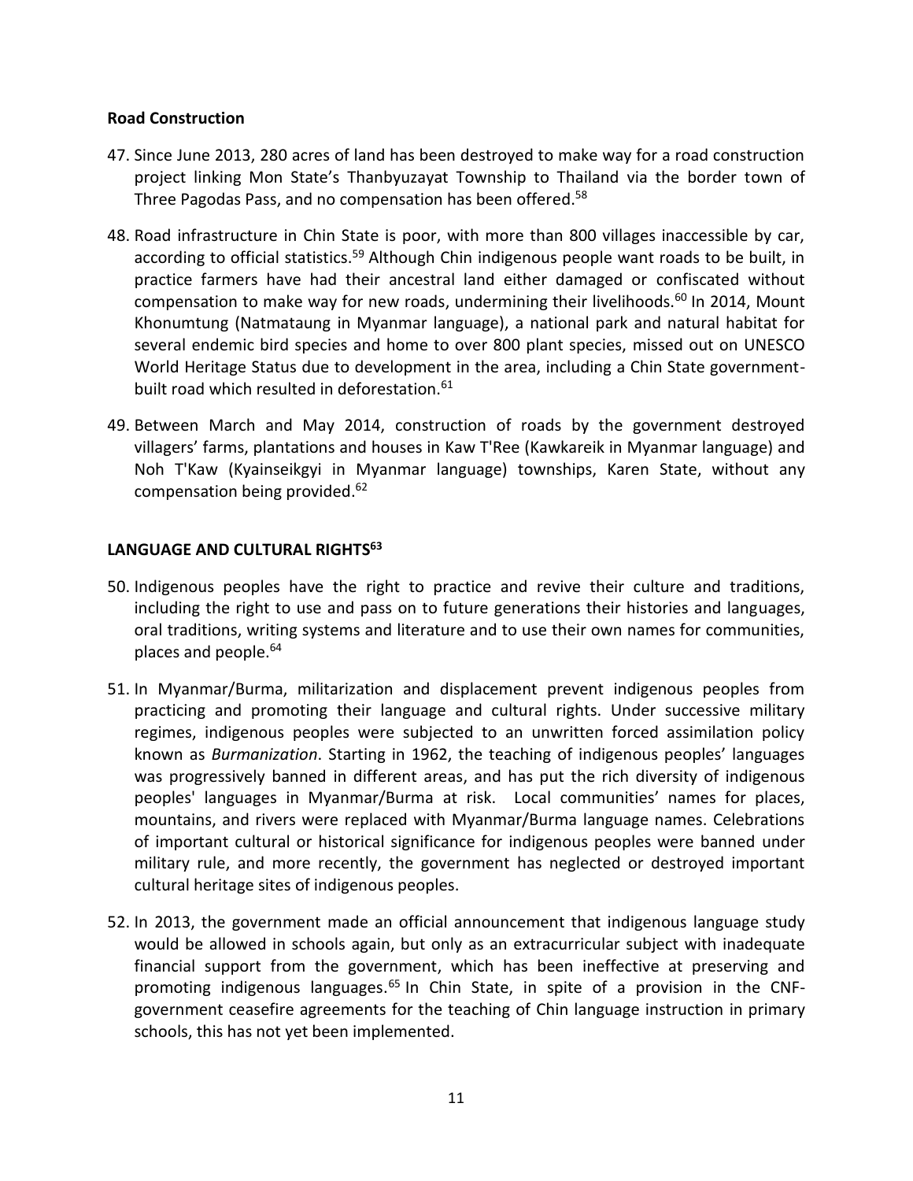**Road Construction**

47. Since June 2013, 280 acres of land has been destroyed to make way for a road construction project linking Mon State's Thanbyuzayat Township to Thailand via the border town of Three Pagodas Pass, and no compensation has been offered.[58]

48. Road infrastructure in Chin State is poor, with more than 800 villages inaccessible by car, according to official statistics.[59] Although Chin indigenous people want roads to be built, in practice farmers have had their ancestral land either damaged or confiscated without compensation to make way for new roads, undermining their livelihoods.[60] In 2014, Mount Khonumtung (Natmataung in Myanmar language), a national park and natural habitat for several endemic bird species and home to over 800 plant species, missed out on UNESCO World Heritage Status due to development in the area, including a Chin State government-built road which resulted in deforestation.[61]

49. Between March and May 2014, construction of roads by the government destroyed villagers' farms, plantations and houses in Kaw T'Ree (Kawkareik in Myanmar language) and Noh T'Kaw (Kyainseikgyi in Myanmar language) townships, Karen State, without any compensation being provided.[62]

## LANGUAGE AND CULTURAL RIGHTS[63]

50. Indigenous peoples have the right to practice and revive their culture and traditions, including the right to use and pass on to future generations their histories and languages, oral traditions, writing systems and literature and to use their own names for communities, places and people.[64]

51. In Myanmar/Burma, militarization and displacement prevent indigenous peoples from practicing and promoting their language and cultural rights. Under successive military regimes, indigenous peoples were subjected to an unwritten forced assimilation policy known as *Burmanization*. Starting in 1962, the teaching of indigenous peoples' languages was progressively banned in different areas, and has put the rich diversity of indigenous peoples' languages in Myanmar/Burma at risk. Local communities' names for places, mountains, and rivers were replaced with Myanmar/Burma language names. Celebrations of important cultural or historical significance for indigenous peoples were banned under military rule, and more recently, the government has neglected or destroyed important cultural heritage sites of indigenous peoples.

52. In 2013, the government made an official announcement that indigenous language study would be allowed in schools again, but only as an extracurricular subject with inadequate financial support from the government, which has been ineffective at preserving and promoting indigenous languages.[65] In Chin State, in spite of a provision in the CNF-government ceasefire agreements for the teaching of Chin language instruction in primary schools, this has not yet been implemented.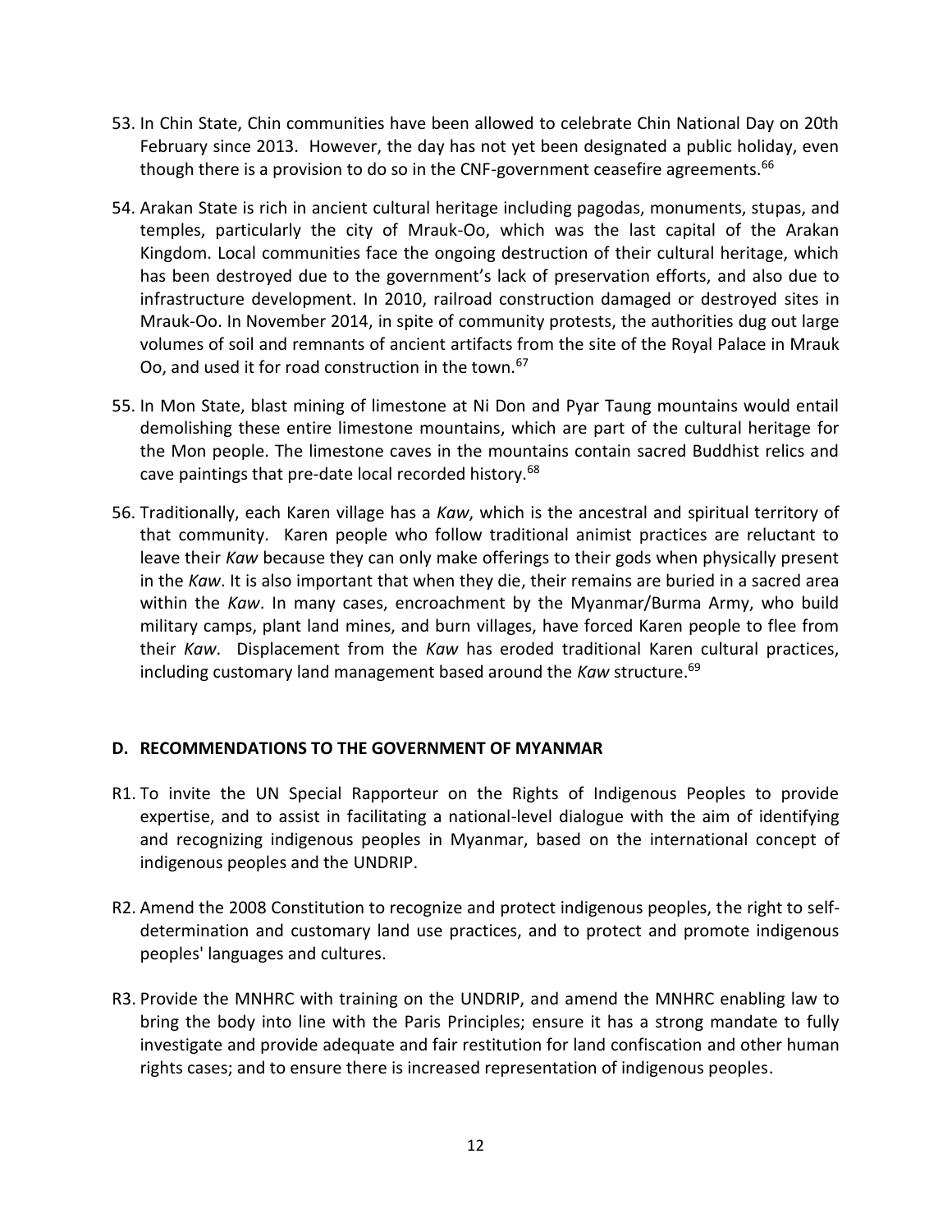53. In Chin State, Chin communities have been allowed to celebrate Chin National Day on 20th February since 2013. However, the day has not yet been designated a public holiday, even though there is a provision to do so in the CNF-government ceasefire agreements.[66]

54. Arakan State is rich in ancient cultural heritage including pagodas, monuments, stupas, and temples, particularly the city of Mrauk-Oo, which was the last capital of the Arakan Kingdom. Local communities face the ongoing destruction of their cultural heritage, which has been destroyed due to the government's lack of preservation efforts, and also due to infrastructure development. In 2010, railroad construction damaged or destroyed sites in Mrauk-Oo. In November 2014, in spite of community protests, the authorities dug out large volumes of soil and remnants of ancient artifacts from the site of the Royal Palace in Mrauk Oo, and used it for road construction in the town.[67]

55. In Mon State, blast mining of limestone at Ni Don and Pyar Taung mountains would entail demolishing these entire limestone mountains, which are part of the cultural heritage for the Mon people. The limestone caves in the mountains contain sacred Buddhist relics and cave paintings that pre-date local recorded history.[68]

56. Traditionally, each Karen village has a *Kaw*, which is the ancestral and spiritual territory of that community. Karen people who follow traditional animist practices are reluctant to leave their *Kaw* because they can only make offerings to their gods when physically present in the *Kaw*. It is also important that when they die, their remains are buried in a sacred area within the *Kaw*. In many cases, encroachment by the Myanmar/Burma Army, who build military camps, plant land mines, and burn villages, have forced Karen people to flee from their *Kaw*. Displacement from the *Kaw* has eroded traditional Karen cultural practices, including customary land management based around the *Kaw* structure.[69]

## D. RECOMMENDATIONS TO THE GOVERNMENT OF MYANMAR

R1. To invite the UN Special Rapporteur on the Rights of Indigenous Peoples to provide expertise, and to assist in facilitating a national-level dialogue with the aim of identifying and recognizing indigenous peoples in Myanmar, based on the international concept of indigenous peoples and the UNDRIP.

R2. Amend the 2008 Constitution to recognize and protect indigenous peoples, the right to self-determination and customary land use practices, and to protect and promote indigenous peoples' languages and cultures.

R3. Provide the MNHRC with training on the UNDRIP, and amend the MNHRC enabling law to bring the body into line with the Paris Principles; ensure it has a strong mandate to fully investigate and provide adequate and fair restitution for land confiscation and other human rights cases; and to ensure there is increased representation of indigenous peoples.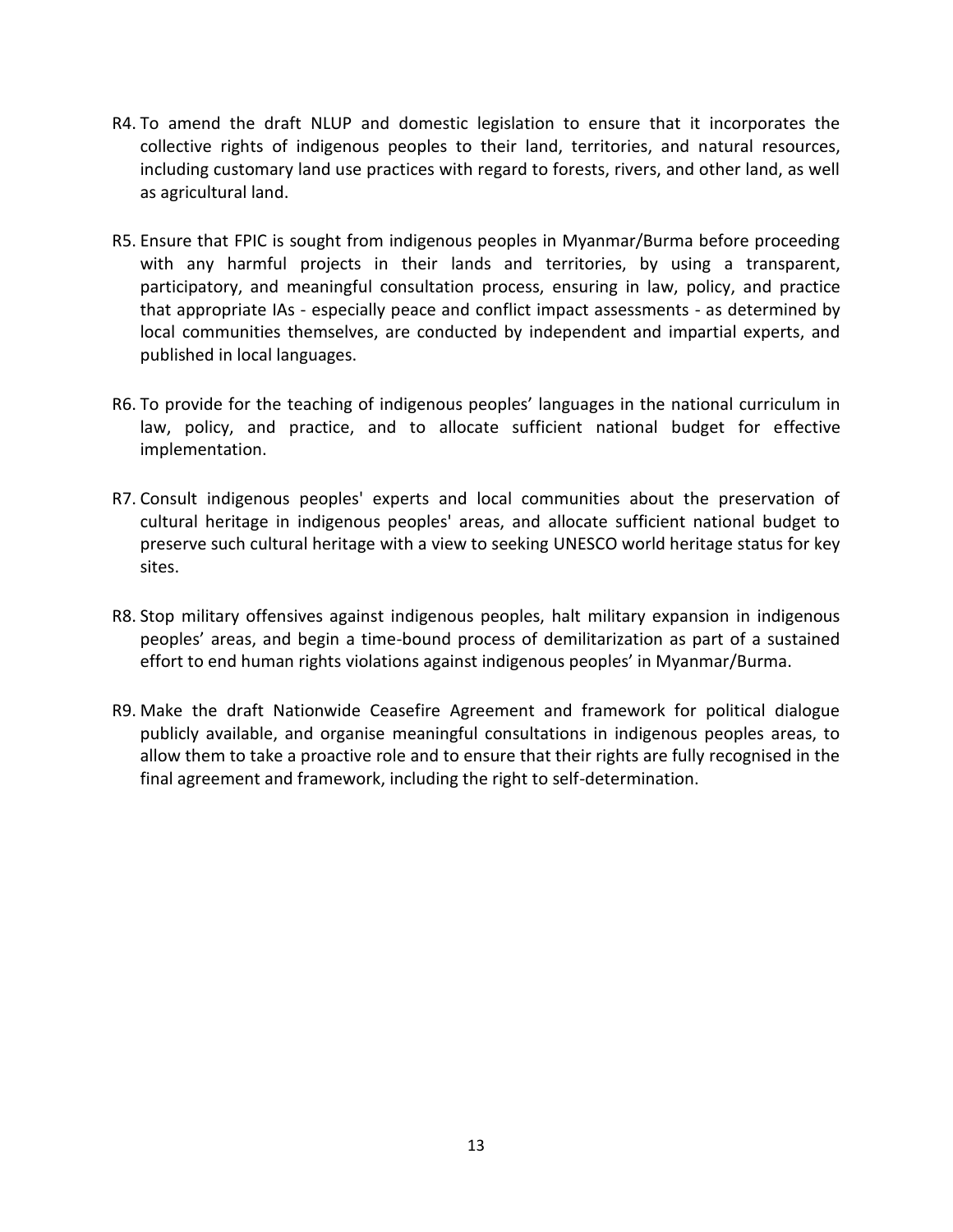R4. To amend the draft NLUP and domestic legislation to ensure that it incorporates the collective rights of indigenous peoples to their land, territories, and natural resources, including customary land use practices with regard to forests, rivers, and other land, as well as agricultural land.

R5. Ensure that FPIC is sought from indigenous peoples in Myanmar/Burma before proceeding with any harmful projects in their lands and territories, by using a transparent, participatory, and meaningful consultation process, ensuring in law, policy, and practice that appropriate IAs - especially peace and conflict impact assessments - as determined by local communities themselves, are conducted by independent and impartial experts, and published in local languages.

R6. To provide for the teaching of indigenous peoples' languages in the national curriculum in law, policy, and practice, and to allocate sufficient national budget for effective implementation.

R7. Consult indigenous peoples' experts and local communities about the preservation of cultural heritage in indigenous peoples' areas, and allocate sufficient national budget to preserve such cultural heritage with a view to seeking UNESCO world heritage status for key sites.

R8. Stop military offensives against indigenous peoples, halt military expansion in indigenous peoples' areas, and begin a time-bound process of demilitarization as part of a sustained effort to end human rights violations against indigenous peoples' in Myanmar/Burma.

R9. Make the draft Nationwide Ceasefire Agreement and framework for political dialogue publicly available, and organise meaningful consultations in indigenous peoples areas, to allow them to take a proactive role and to ensure that their rights are fully recognised in the final agreement and framework, including the right to self-determination.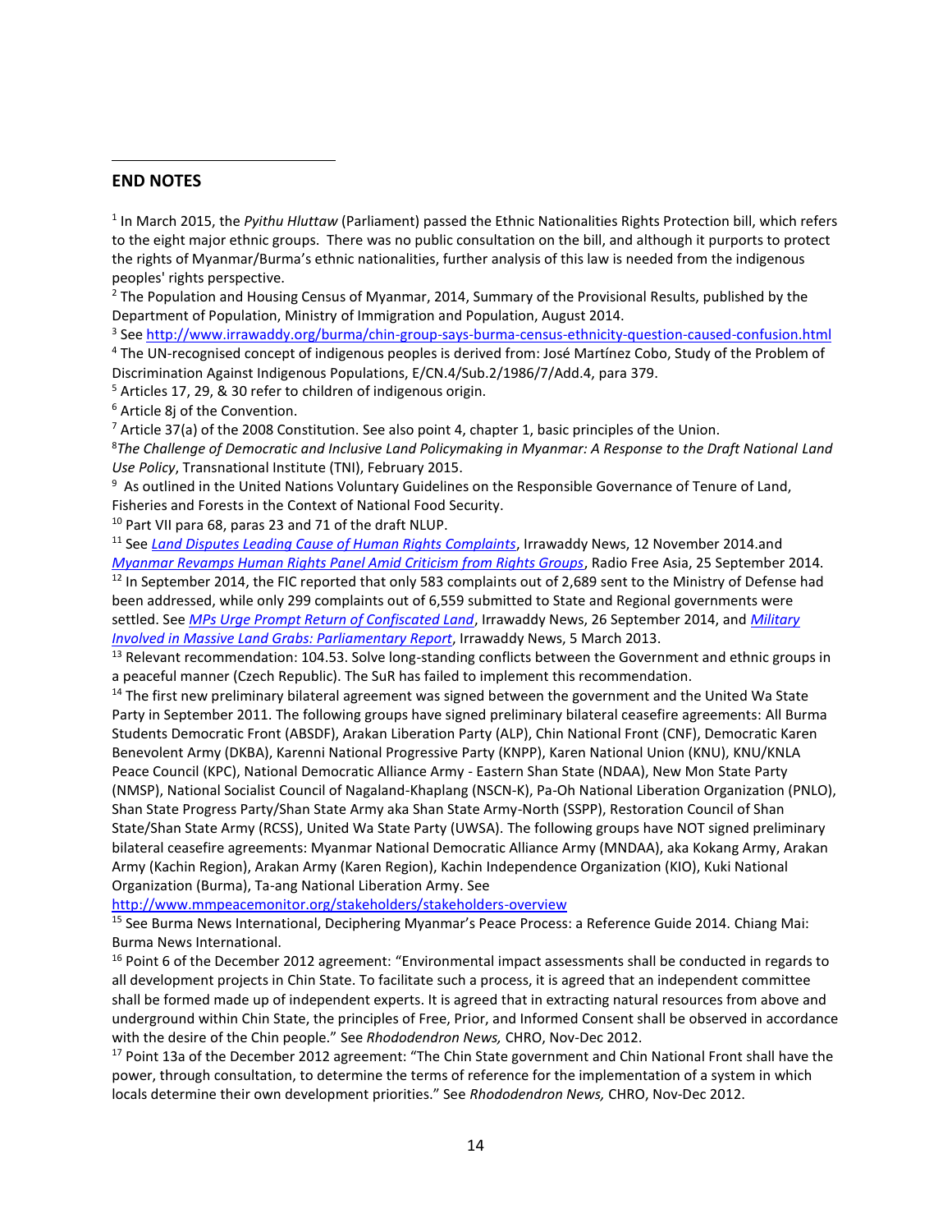## END NOTES

[1] In March 2015, the *Pyithu Hluttaw* (Parliament) passed the Ethnic Nationalities Rights Protection bill, which refers to the eight major ethnic groups. There was no public consultation on the bill, and although it purports to protect the rights of Myanmar/Burma's ethnic nationalities, further analysis of this law is needed from the indigenous peoples' rights perspective.

[2] The Population and Housing Census of Myanmar, 2014, Summary of the Provisional Results, published by the Department of Population, Ministry of Immigration and Population, August 2014.

[3] See http://www.irrawaddy.org/burma/chin-group-says-burma-census-ethnicity-question-caused-confusion.html

[4] The UN-recognised concept of indigenous peoples is derived from: José Martínez Cobo, Study of the Problem of Discrimination Against Indigenous Populations, E/CN.4/Sub.2/1986/7/Add.4, para 379.

[5] Articles 17, 29, & 30 refer to children of indigenous origin.

[6] Article 8j of the Convention.

[7] Article 37(a) of the 2008 Constitution. See also point 4, chapter 1, basic principles of the Union.

[8] *The Challenge of Democratic and Inclusive Land Policymaking in Myanmar: A Response to the Draft National Land Use Policy*, Transnational Institute (TNI), February 2015.

[9] As outlined in the United Nations Voluntary Guidelines on the Responsible Governance of Tenure of Land, Fisheries and Forests in the Context of National Food Security.

[10] Part VII para 68, paras 23 and 71 of the draft NLUP.

[11] See *Land Disputes Leading Cause of Human Rights Complaints*, Irrawaddy News, 12 November 2014.and *Myanmar Revamps Human Rights Panel Amid Criticism from Rights Groups*, Radio Free Asia, 25 September 2014.

[12] In September 2014, the FIC reported that only 583 complaints out of 2,689 sent to the Ministry of Defense had been addressed, while only 299 complaints out of 6,559 submitted to State and Regional governments were settled. See *MPs Urge Prompt Return of Confiscated Land*, Irrawaddy News, 26 September 2014, and *Military Involved in Massive Land Grabs: Parliamentary Report*, Irrawaddy News, 5 March 2013.

[13] Relevant recommendation: 104.53. Solve long-standing conflicts between the Government and ethnic groups in a peaceful manner (Czech Republic). The SuR has failed to implement this recommendation.

[14] The first new preliminary bilateral agreement was signed between the government and the United Wa State Party in September 2011. The following groups have signed preliminary bilateral ceasefire agreements: All Burma Students Democratic Front (ABSDF), Arakan Liberation Party (ALP), Chin National Front (CNF), Democratic Karen Benevolent Army (DKBA), Karenni National Progressive Party (KNPP), Karen National Union (KNU), KNU/KNLA Peace Council (KPC), National Democratic Alliance Army - Eastern Shan State (NDAA), New Mon State Party (NMSP), National Socialist Council of Nagaland-Khaplang (NSCN-K), Pa-Oh National Liberation Organization (PNLO), Shan State Progress Party/Shan State Army aka Shan State Army-North (SSPP), Restoration Council of Shan State/Shan State Army (RCSS), United Wa State Party (UWSA). The following groups have NOT signed preliminary bilateral ceasefire agreements: Myanmar National Democratic Alliance Army (MNDAA), aka Kokang Army, Arakan Army (Kachin Region), Arakan Army (Karen Region), Kachin Independence Organization (KIO), Kuki National Organization (Burma), Ta-ang National Liberation Army. See http://www.mmpeacemonitor.org/stakeholders/stakeholders-overview

[15] See Burma News International, Deciphering Myanmar's Peace Process: a Reference Guide 2014. Chiang Mai: Burma News International.

[16] Point 6 of the December 2012 agreement: "Environmental impact assessments shall be conducted in regards to all development projects in Chin State. To facilitate such a process, it is agreed that an independent committee shall be formed made up of independent experts. It is agreed that in extracting natural resources from above and underground within Chin State, the principles of Free, Prior, and Informed Consent shall be observed in accordance with the desire of the Chin people." See *Rhododendron News,* CHRO, Nov-Dec 2012.

[17] Point 13a of the December 2012 agreement: "The Chin State government and Chin National Front shall have the power, through consultation, to determine the terms of reference for the implementation of a system in which locals determine their own development priorities." See *Rhododendron News,* CHRO, Nov-Dec 2012.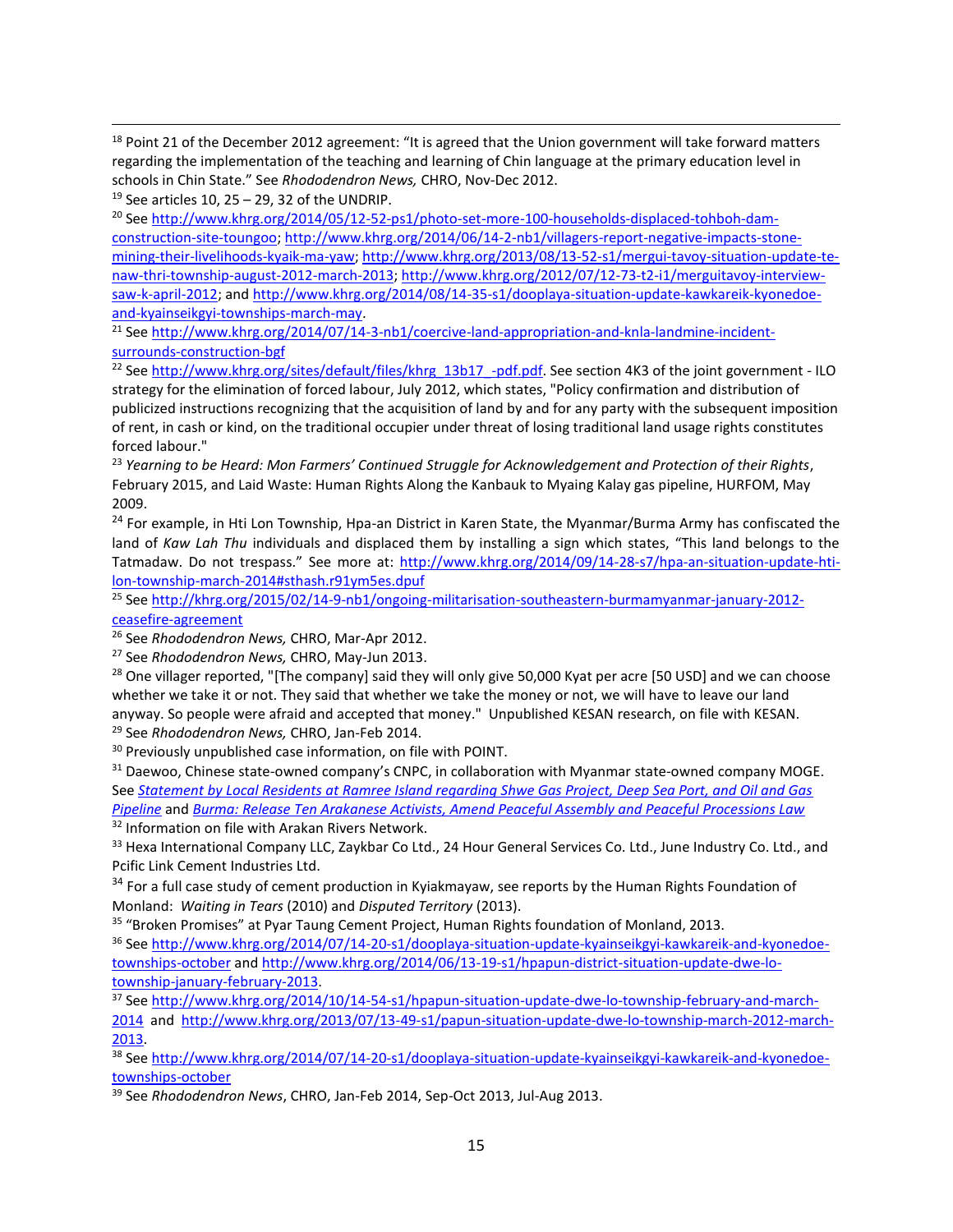[18] Point 21 of the December 2012 agreement: "It is agreed that the Union government will take forward matters regarding the implementation of the teaching and learning of Chin language at the primary education level in schools in Chin State." See *Rhododendron News,* CHRO, Nov-Dec 2012.

[19] See articles 10, 25 – 29, 32 of the UNDRIP.

[20] See http://www.khrg.org/2014/05/12-52-ps1/photo-set-more-100-households-displaced-tohboh-dam-construction-site-toungoo; http://www.khrg.org/2014/06/14-2-nb1/villagers-report-negative-impacts-stone-mining-their-livelihoods-kyaik-ma-yaw; http://www.khrg.org/2013/08/13-52-s1/mergui-tavoy-situation-update-te-naw-thri-township-august-2012-march-2013; http://www.khrg.org/2012/07/12-73-t2-i1/merguitavoy-interview-saw-k-april-2012; and http://www.khrg.org/2014/08/14-35-s1/dooplaya-situation-update-kawkareik-kyonedoe-and-kyainseikgyi-townships-march-may.

[21] See http://www.khrg.org/2014/07/14-3-nb1/coercive-land-appropriation-and-knla-landmine-incident-surrounds-construction-bgf

[22] See http://www.khrg.org/sites/default/files/khrg_13b17_-pdf.pdf. See section 4K3 of the joint government - ILO strategy for the elimination of forced labour, July 2012, which states, "Policy confirmation and distribution of publicized instructions recognizing that the acquisition of land by and for any party with the subsequent imposition of rent, in cash or kind, on the traditional occupier under threat of losing traditional land usage rights constitutes forced labour."

[23] *Yearning to be Heard: Mon Farmers' Continued Struggle for Acknowledgement and Protection of their Rights*, February 2015, and Laid Waste: Human Rights Along the Kanbauk to Myaing Kalay gas pipeline, HURFOM, May 2009.

[24] For example, in Hti Lon Township, Hpa-an District in Karen State, the Myanmar/Burma Army has confiscated the land of *Kaw Lah Thu* individuals and displaced them by installing a sign which states, "This land belongs to the Tatmadaw. Do not trespass." See more at: http://www.khrg.org/2014/09/14-28-s7/hpa-an-situation-update-hti-lon-township-march-2014#sthash.r91ym5es.dpuf

[25] See http://khrg.org/2015/02/14-9-nb1/ongoing-militarisation-southeastern-burmamyanmar-january-2012-ceasefire-agreement

[26] See *Rhododendron News,* CHRO, Mar-Apr 2012.

[27] See *Rhododendron News,* CHRO, May-Jun 2013.

[28] One villager reported, "[The company] said they will only give 50,000 Kyat per acre [50 USD] and we can choose whether we take it or not. They said that whether we take the money or not, we will have to leave our land anyway. So people were afraid and accepted that money." Unpublished KESAN research, on file with KESAN.

[29] See *Rhododendron News,* CHRO, Jan-Feb 2014.

[30] Previously unpublished case information, on file with POINT.

[31] Daewoo, Chinese state-owned company's CNPC, in collaboration with Myanmar state-owned company MOGE. See *Statement by Local Residents at Ramree Island regarding Shwe Gas Project, Deep Sea Port, and Oil and Gas Pipeline* and *Burma: Release Ten Arakanese Activists, Amend Peaceful Assembly and Peaceful Processions Law*

[32] Information on file with Arakan Rivers Network.

[33] Hexa International Company LLC, Zaykbar Co Ltd., 24 Hour General Services Co. Ltd., June Industry Co. Ltd., and Pcific Link Cement Industries Ltd.

[34] For a full case study of cement production in Kyiakmayaw, see reports by the Human Rights Foundation of Monland: *Waiting in Tears* (2010) and *Disputed Territory* (2013).

[35] "Broken Promises" at Pyar Taung Cement Project, Human Rights foundation of Monland, 2013.

[36] See http://www.khrg.org/2014/07/14-20-s1/dooplaya-situation-update-kyainseikgyi-kawkareik-and-kyonedoe-townships-october and http://www.khrg.org/2014/06/13-19-s1/hpapun-district-situation-update-dwe-lo-township-january-february-2013.

[37] See http://www.khrg.org/2014/10/14-54-s1/hpapun-situation-update-dwe-lo-township-february-and-march-2014 and http://www.khrg.org/2013/07/13-49-s1/papun-situation-update-dwe-lo-township-march-2012-march-2013.

[38] See http://www.khrg.org/2014/07/14-20-s1/dooplaya-situation-update-kyainseikgyi-kawkareik-and-kyonedoe-townships-october

[39] See *Rhododendron News*, CHRO, Jan-Feb 2014, Sep-Oct 2013, Jul-Aug 2013.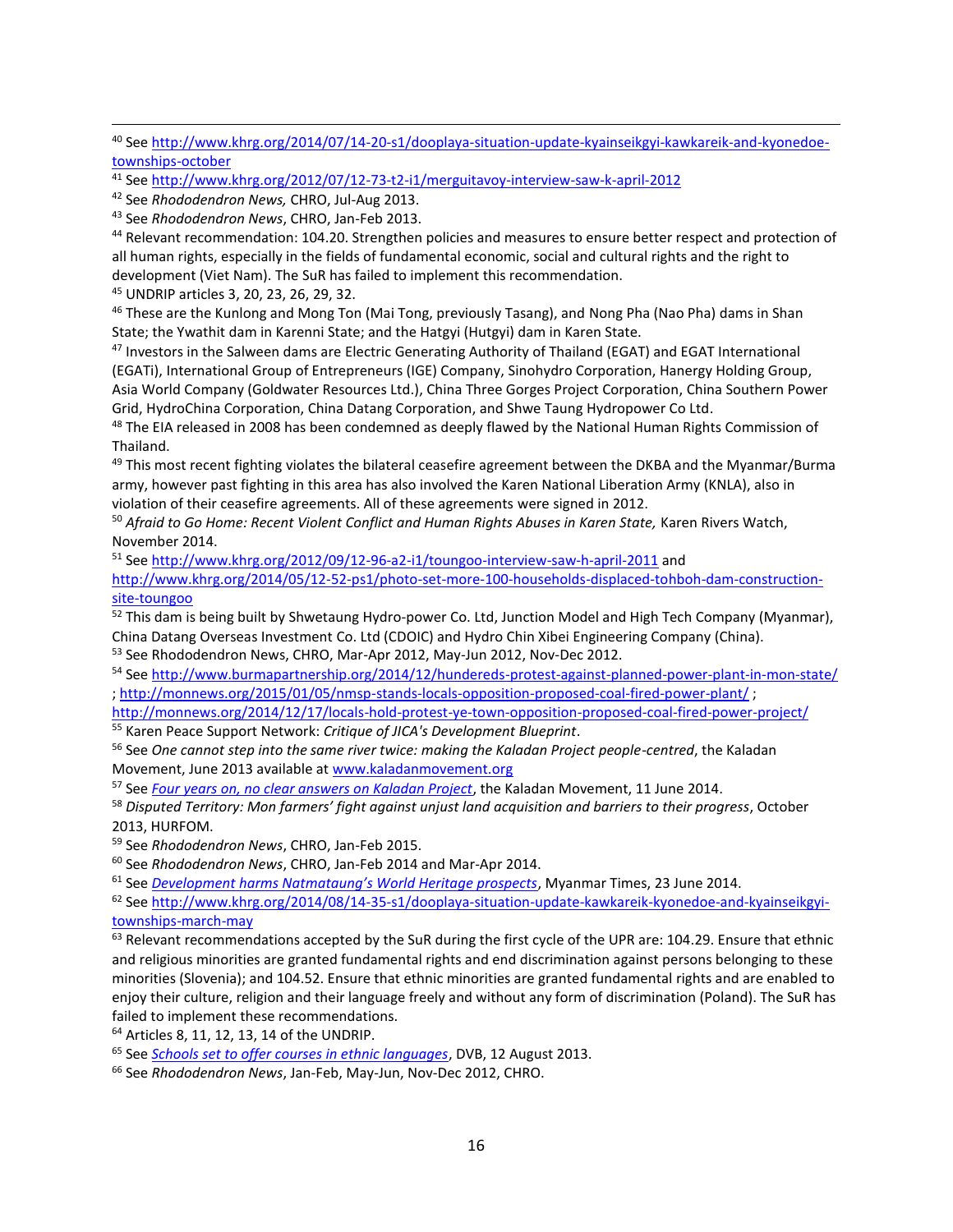[40] See http://www.khrg.org/2014/07/14-20-s1/dooplaya-situation-update-kyainseikgyi-kawkareik-and-kyonedoe-townships-october

[41] See http://www.khrg.org/2012/07/12-73-t2-i1/merguitavoy-interview-saw-k-april-2012

[42] See *Rhododendron News,* CHRO, Jul-Aug 2013.

[43] See *Rhododendron News*, CHRO, Jan-Feb 2013.

[44] Relevant recommendation: 104.20. Strengthen policies and measures to ensure better respect and protection of all human rights, especially in the fields of fundamental economic, social and cultural rights and the right to development (Viet Nam). The SuR has failed to implement this recommendation.

[45] UNDRIP articles 3, 20, 23, 26, 29, 32.

[46] These are the Kunlong and Mong Ton (Mai Tong, previously Tasang), and Nong Pha (Nao Pha) dams in Shan State; the Ywathit dam in Karenni State; and the Hatgyi (Hutgyi) dam in Karen State.

[47] Investors in the Salween dams are Electric Generating Authority of Thailand (EGAT) and EGAT International (EGATi), International Group of Entrepreneurs (IGE) Company, Sinohydro Corporation, Hanergy Holding Group, Asia World Company (Goldwater Resources Ltd.), China Three Gorges Project Corporation, China Southern Power Grid, HydroChina Corporation, China Datang Corporation, and Shwe Taung Hydropower Co Ltd.

[48] The EIA released in 2008 has been condemned as deeply flawed by the National Human Rights Commission of Thailand.

[49] This most recent fighting violates the bilateral ceasefire agreement between the DKBA and the Myanmar/Burma army, however past fighting in this area has also involved the Karen National Liberation Army (KNLA), also in violation of their ceasefire agreements. All of these agreements were signed in 2012.

[50] *Afraid to Go Home: Recent Violent Conflict and Human Rights Abuses in Karen State,* Karen Rivers Watch, November 2014.

[51] See http://www.khrg.org/2012/09/12-96-a2-i1/toungoo-interview-saw-h-april-2011 and http://www.khrg.org/2014/05/12-52-ps1/photo-set-more-100-households-displaced-tohboh-dam-construction-site-toungoo

[52] This dam is being built by Shwetaung Hydro-power Co. Ltd, Junction Model and High Tech Company (Myanmar), China Datang Overseas Investment Co. Ltd (CDOIC) and Hydro Chin Xibei Engineering Company (China).

[53] See Rhododendron News, CHRO, Mar-Apr 2012, May-Jun 2012, Nov-Dec 2012.

[54] See http://www.burmapartnership.org/2014/12/hundereds-protest-against-planned-power-plant-in-mon-state/ ; http://monnews.org/2015/01/05/nmsp-stands-locals-opposition-proposed-coal-fired-power-plant/ ; http://monnews.org/2014/12/17/locals-hold-protest-ye-town-opposition-proposed-coal-fired-power-project/

[55] Karen Peace Support Network: *Critique of JICA's Development Blueprint*.

[56] See *One cannot step into the same river twice: making the Kaladan Project people-centred*, the Kaladan Movement, June 2013 available at www.kaladanmovement.org

[57] See *Four years on, no clear answers on Kaladan Project*, the Kaladan Movement, 11 June 2014.

[58] *Disputed Territory: Mon farmers' fight against unjust land acquisition and barriers to their progress*, October 2013, HURFOM.

[59] See *Rhododendron News*, CHRO, Jan-Feb 2015.

[60] See *Rhododendron News*, CHRO, Jan-Feb 2014 and Mar-Apr 2014.

[61] See *Development harms Natmataung's World Heritage prospects*, Myanmar Times, 23 June 2014.

[62] See http://www.khrg.org/2014/08/14-35-s1/dooplaya-situation-update-kawkareik-kyonedoe-and-kyainseikgyi-townships-march-may

[63] Relevant recommendations accepted by the SuR during the first cycle of the UPR are: 104.29. Ensure that ethnic and religious minorities are granted fundamental rights and end discrimination against persons belonging to these minorities (Slovenia); and 104.52. Ensure that ethnic minorities are granted fundamental rights and are enabled to enjoy their culture, religion and their language freely and without any form of discrimination (Poland). The SuR has failed to implement these recommendations.

[64] Articles 8, 11, 12, 13, 14 of the UNDRIP.

[65] See *Schools set to offer courses in ethnic languages*, DVB, 12 August 2013.

[66] See *Rhododendron News*, Jan-Feb, May-Jun, Nov-Dec 2012, CHRO.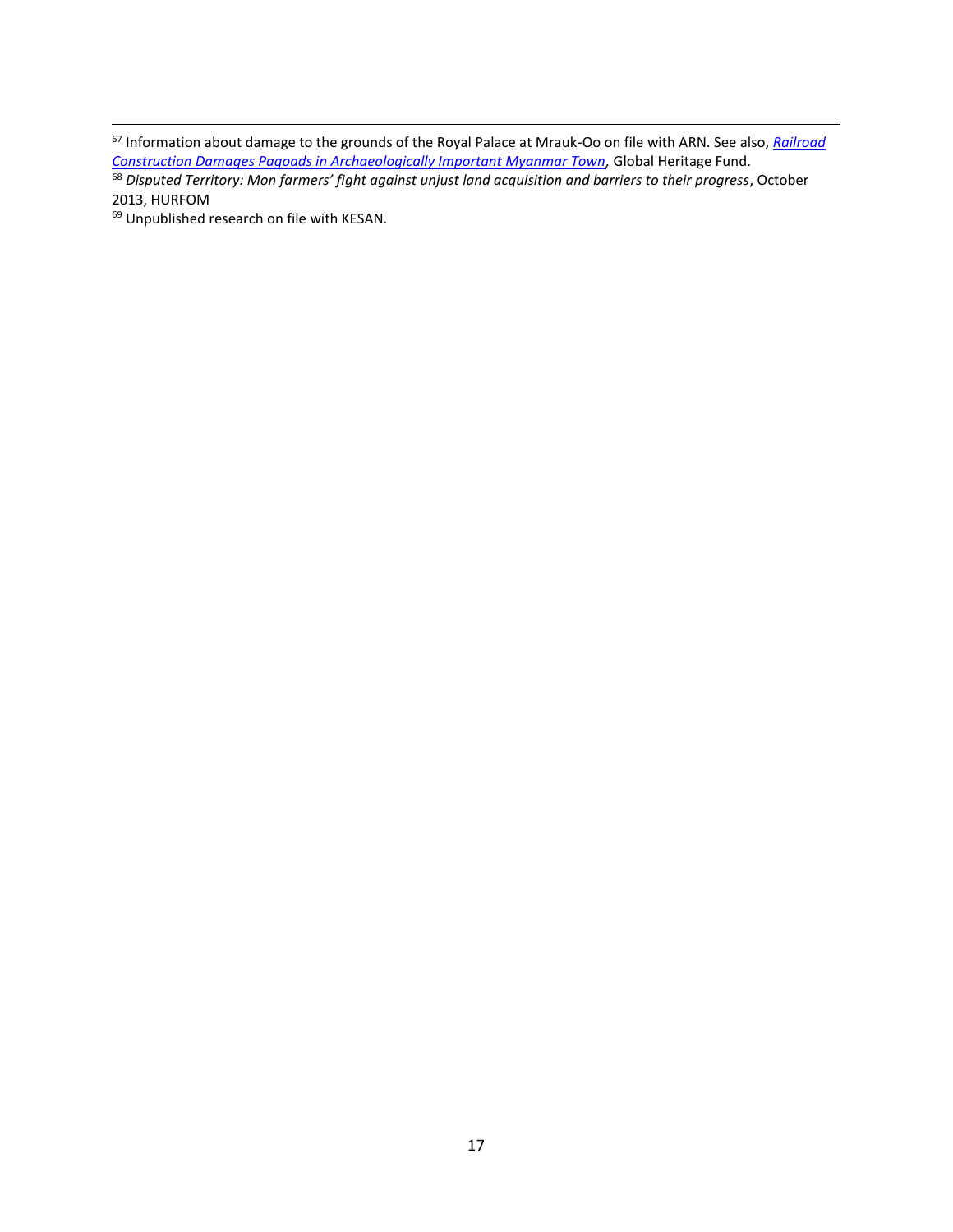[67] Information about damage to the grounds of the Royal Palace at Mrauk-Oo on file with ARN. See also, *[Railroad Construction Damages Pagoads in Archaeologically Important Myanmar Town](#)*, Global Heritage Fund.

[68] *Disputed Territory: Mon farmers' fight against unjust land acquisition and barriers to their progress*, October 2013, HURFOM

[69] Unpublished research on file with KESAN.